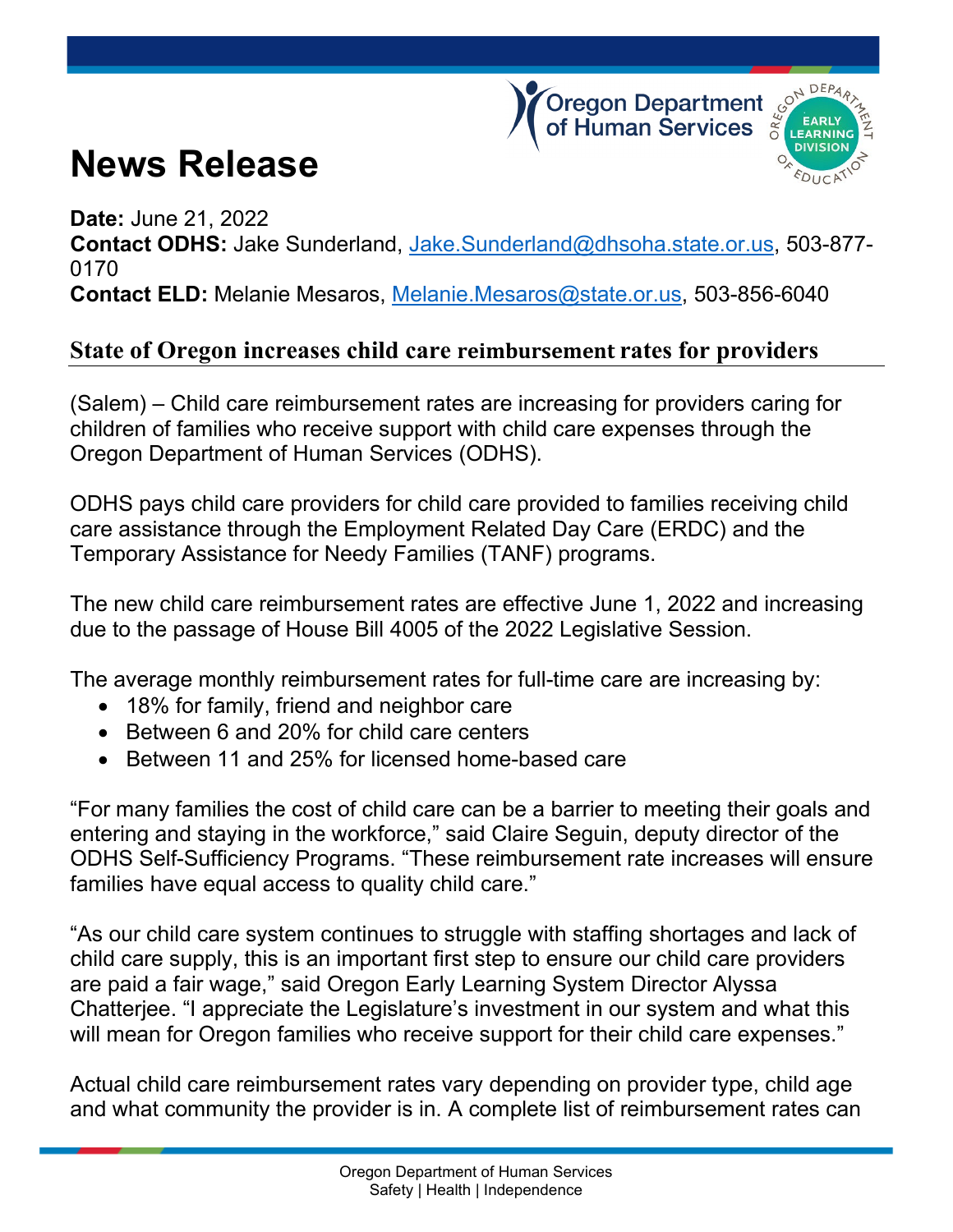# News Release

**Date:** June 21, 2022
**Contact ODHS:** Jake Sunderland, Jake.Sunderland@dhsoha.state.or.us, 503-877-0170
**Contact ELD:** Melanie Mesaros, Melanie.Mesaros@state.or.us, 503-856-6040

## State of Oregon increases child care reimbursement rates for providers

(Salem) – Child care reimbursement rates are increasing for providers caring for children of families who receive support with child care expenses through the Oregon Department of Human Services (ODHS).

ODHS pays child care providers for child care provided to families receiving child care assistance through the Employment Related Day Care (ERDC) and the Temporary Assistance for Needy Families (TANF) programs.

The new child care reimbursement rates are effective June 1, 2022 and increasing due to the passage of House Bill 4005 of the 2022 Legislative Session.

The average monthly reimbursement rates for full-time care are increasing by:

- 18% for family, friend and neighbor care
- Between 6 and 20% for child care centers
- Between 11 and 25% for licensed home-based care

"For many families the cost of child care can be a barrier to meeting their goals and entering and staying in the workforce," said Claire Seguin, deputy director of the ODHS Self-Sufficiency Programs. "These reimbursement rate increases will ensure families have equal access to quality child care."

"As our child care system continues to struggle with staffing shortages and lack of child care supply, this is an important first step to ensure our child care providers are paid a fair wage," said Oregon Early Learning System Director Alyssa Chatterjee. "I appreciate the Legislature's investment in our system and what this will mean for Oregon families who receive support for their child care expenses."

Actual child care reimbursement rates vary depending on provider type, child age and what community the provider is in. A complete list of reimbursement rates can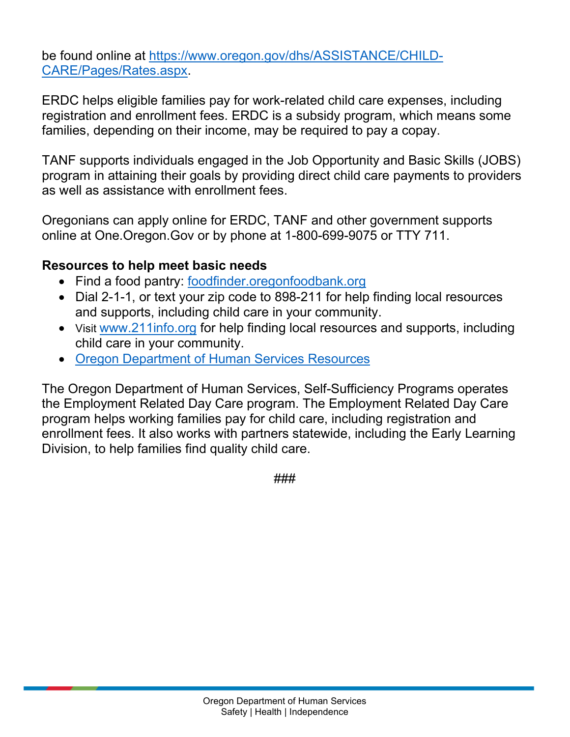be found online at [https://www.oregon.gov/dhs/ASSISTANCE/CHILD-CARE/Pages/Rates.aspx](https://www.oregon.gov/dhs/ASSISTANCE/CHILD-CARE/Pages/Rates.aspx).

ERDC helps eligible families pay for work-related child care expenses, including registration and enrollment fees. ERDC is a subsidy program, which means some families, depending on their income, may be required to pay a copay.

TANF supports individuals engaged in the Job Opportunity and Basic Skills (JOBS) program in attaining their goals by providing direct child care payments to providers as well as assistance with enrollment fees.

Oregonians can apply online for ERDC, TANF and other government supports online at One.Oregon.Gov or by phone at 1-800-699-9075 or TTY 711.

**Resources to help meet basic needs**

- Find a food pantry: [foodfinder.oregonfoodbank.org](foodfinder.oregonfoodbank.org)
- Dial 2-1-1, or text your zip code to 898-211 for help finding local resources and supports, including child care in your community.
- Visit [www.211info.org](www.211info.org) for help finding local resources and supports, including child care in your community.
- Oregon Department of Human Services Resources

The Oregon Department of Human Services, Self-Sufficiency Programs operates the Employment Related Day Care program. The Employment Related Day Care program helps working families pay for child care, including registration and enrollment fees. It also works with partners statewide, including the Early Learning Division, to help families find quality child care.

###